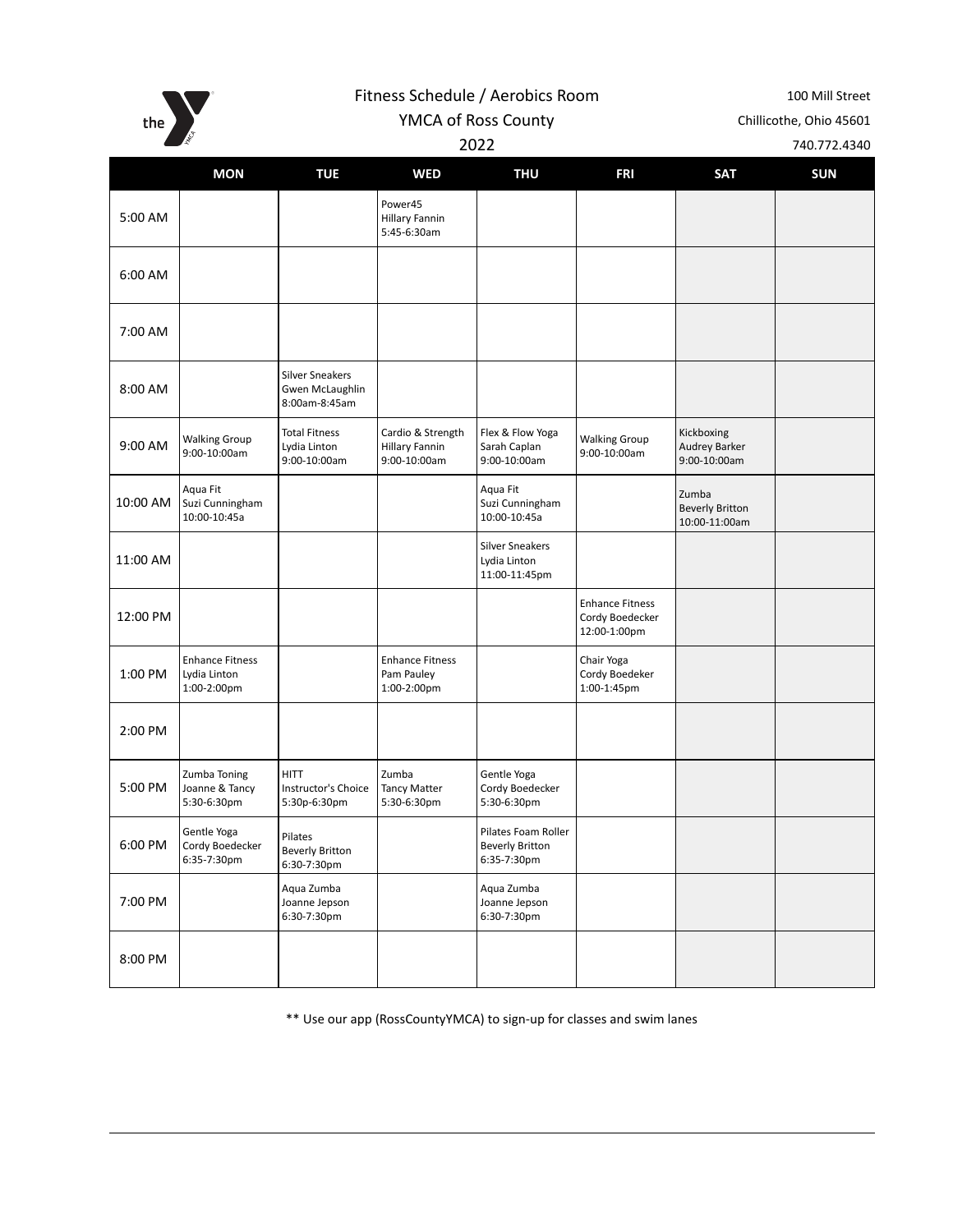# Fitness Schedule / Aerobics Room

YMCA of Ross County

2022

100 Mill Street
Chillicothe, Ohio 45601
740.772.4340

| | MON | TUE | WED | THU | FRI | SAT | SUN |
|---|---|---|---|---|---|---|---|
| 5:00 AM | | | Power45 Hillary Fannin 5:45-6:30am | | | | |
| 6:00 AM | | | | | | | |
| 7:00 AM | | | | | | | |
| 8:00 AM | | Silver Sneakers Gwen McLaughlin 8:00am-8:45am | | | | | |
| 9:00 AM | Walking Group 9:00-10:00am | Total Fitness Lydia Linton 9:00-10:00am | Cardio & Strength Hillary Fannin 9:00-10:00am | Flex & Flow Yoga Sarah Caplan 9:00-10:00am | Walking Group 9:00-10:00am | Kickboxing Audrey Barker 9:00-10:00am | |
| 10:00 AM | Aqua Fit Suzi Cunningham 10:00-10:45a | | | Aqua Fit Suzi Cunningham 10:00-10:45a | | Zumba Beverly Britton 10:00-11:00am | |
| 11:00 AM | | | | Silver Sneakers Lydia Linton 11:00-11:45pm | | | |
| 12:00 PM | | | | | Enhance Fitness Cordy Boedecker 12:00-1:00pm | | |
| 1:00 PM | Enhance Fitness Lydia Linton 1:00-2:00pm | | Enhance Fitness Pam Pauley 1:00-2:00pm | | Chair Yoga Cordy Boedeker 1:00-1:45pm | | |
| 2:00 PM | | | | | | | |
| 5:00 PM | Zumba Toning Joanne & Tancy 5:30-6:30pm | HITT Instructor's Choice 5:30p-6:30pm | Zumba Tancy Matter 5:30-6:30pm | Gentle Yoga Cordy Boedecker 5:30-6:30pm | | | |
| 6:00 PM | Gentle Yoga Cordy Boedecker 6:35-7:30pm | Pilates Beverly Britton 6:30-7:30pm | | Pilates Foam Roller Beverly Britton 6:35-7:30pm | | | |
| 7:00 PM | | Aqua Zumba Joanne Jepson 6:30-7:30pm | | Aqua Zumba Joanne Jepson 6:30-7:30pm | | | |
| 8:00 PM | | | | | | | |

** Use our app (RossCountyYMCA) to sign-up for classes and swim lanes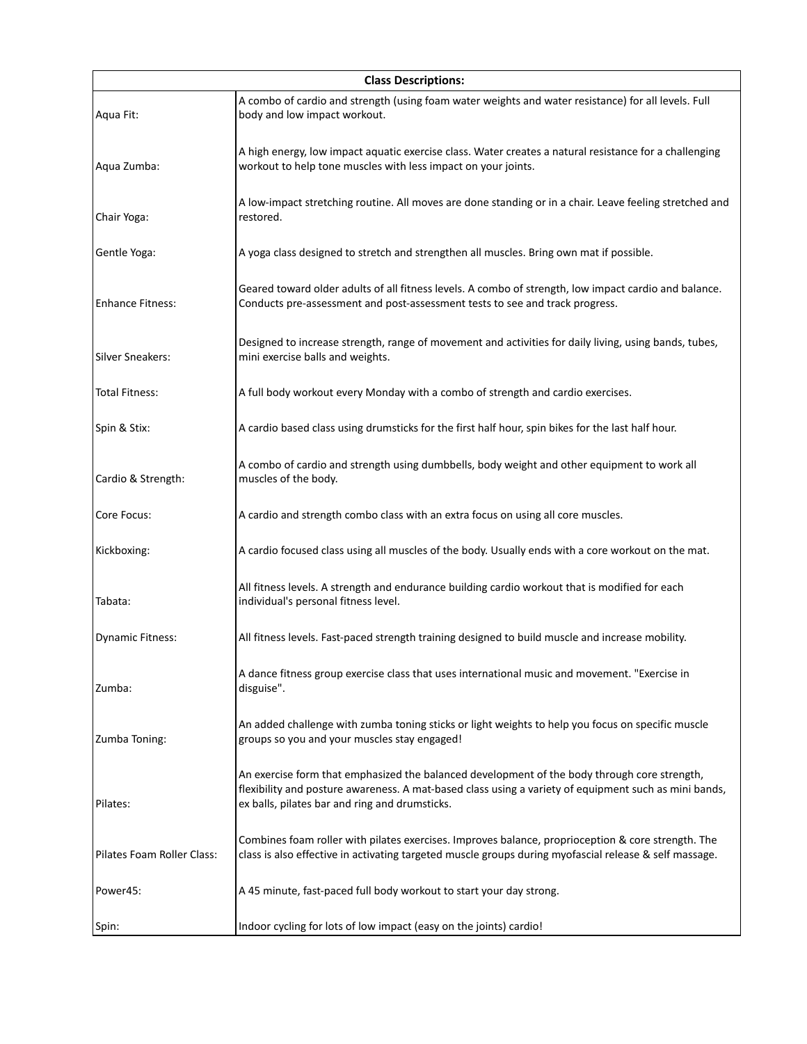| Class Descriptions: | |
|---|---|
| Aqua Fit: | A combo of cardio and strength (using foam water weights and water resistance) for all levels. Full body and low impact workout. |
| Aqua Zumba: | A high energy, low impact aquatic exercise class. Water creates a natural resistance for a challenging workout to help tone muscles with less impact on your joints. |
| Chair Yoga: | A low-impact stretching routine. All moves are done standing or in a chair. Leave feeling stretched and restored. |
| Gentle Yoga: | A yoga class designed to stretch and strengthen all muscles. Bring own mat if possible. |
| Enhance Fitness: | Geared toward older adults of all fitness levels. A combo of strength, low impact cardio and balance. Conducts pre-assessment and post-assessment tests to see and track progress. |
| Silver Sneakers: | Designed to increase strength, range of movement and activities for daily living, using bands, tubes, mini exercise balls and weights. |
| Total Fitness: | A full body workout every Monday with a combo of strength and cardio exercises. |
| Spin & Stix: | A cardio based class using drumsticks for the first half hour, spin bikes for the last half hour. |
| Cardio & Strength: | A combo of cardio and strength using dumbbells, body weight and other equipment to work all muscles of the body. |
| Core Focus: | A cardio and strength combo class with an extra focus on using all core muscles. |
| Kickboxing: | A cardio focused class using all muscles of the body. Usually ends with a core workout on the mat. |
| Tabata: | All fitness levels. A strength and endurance building cardio workout that is modified for each individual's personal fitness level. |
| Dynamic Fitness: | All fitness levels. Fast-paced strength training designed to build muscle and increase mobility. |
| Zumba: | A dance fitness group exercise class that uses international music and movement. "Exercise in disguise". |
| Zumba Toning: | An added challenge with zumba toning sticks or light weights to help you focus on specific muscle groups so you and your muscles stay engaged! |
| Pilates: | An exercise form that emphasized the balanced development of the body through core strength, flexibility and posture awareness. A mat-based class using a variety of equipment such as mini bands, ex balls, pilates bar and ring and drumsticks. |
| Pilates Foam Roller Class: | Combines foam roller with pilates exercises. Improves balance, proprioception & core strength. The class is also effective in activating targeted muscle groups during myofascial release & self massage. |
| Power45: | A 45 minute, fast-paced full body workout to start your day strong. |
| Spin: | Indoor cycling for lots of low impact (easy on the joints) cardio! |